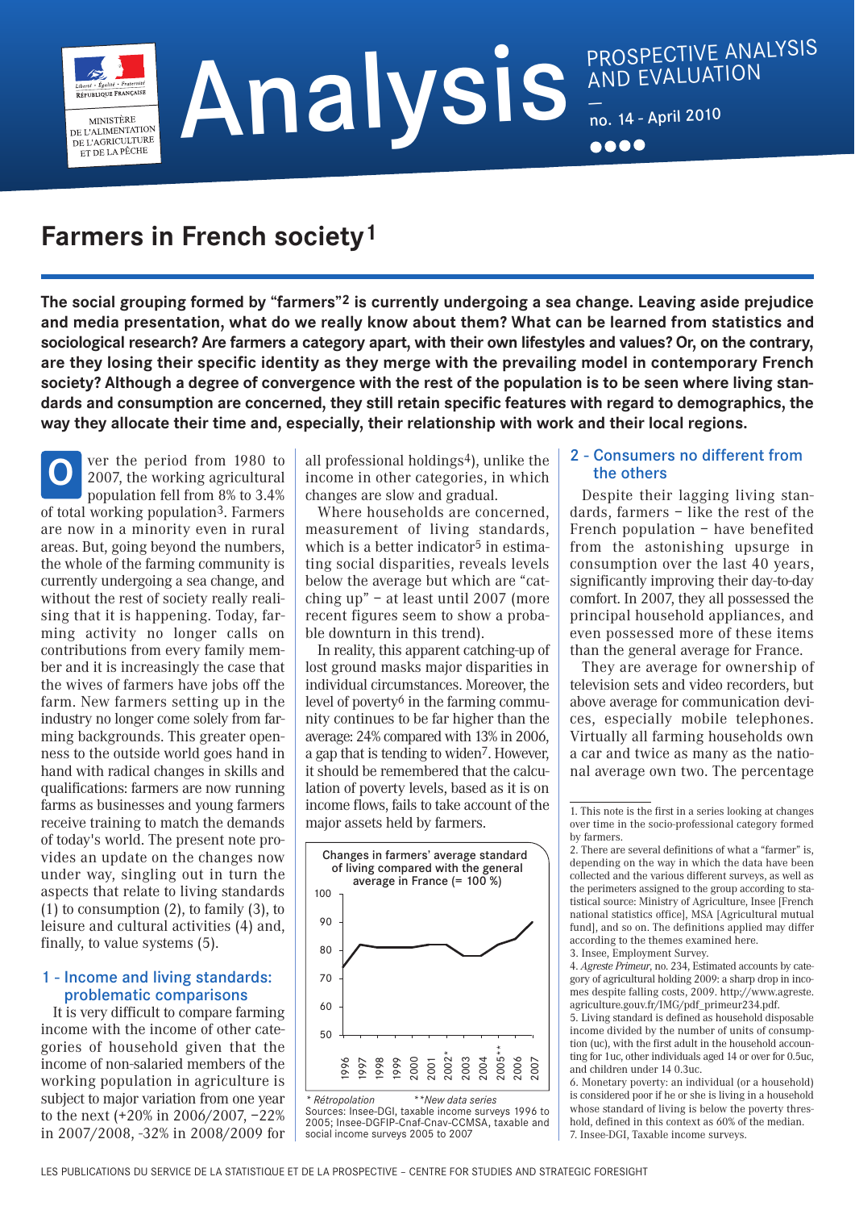# Analysis

PROSPECTIVE ANALYSIS AND EVALUATION

no. 14 - April 2010

## Farmers in French society[1]

**The social grouping formed by "farmers"[2] is currently undergoing a sea change. Leaving aside prejudice and media presentation, what do we really know about them? What can be learned from statistics and sociological research? Are farmers a category apart, with their own lifestyles and values? Or, on the contrary, are they losing their specific identity as they merge with the prevailing model in contemporary French society? Although a degree of convergence with the rest of the population is to be seen where living standards and consumption are concerned, they still retain specific features with regard to demographics, the way they allocate their time and, especially, their relationship with work and their local regions.**

Over the period from 1980 to 2007, the working agricultural population fell from 8% to 3.4% of total working population[3]. Farmers are now in a minority even in rural areas. But, going beyond the numbers, the whole of the farming community is currently undergoing a sea change, and without the rest of society really realising that it is happening. Today, farming activity no longer calls on contributions from every family member and it is increasingly the case that the wives of farmers have jobs off the farm. New farmers setting up in the industry no longer come solely from farming backgrounds. This greater openness to the outside world goes hand in hand with radical changes in skills and qualifications: farmers are now running farms as businesses and young farmers receive training to match the demands of today's world. The present note provides an update on the changes now under way, singling out in turn the aspects that relate to living standards (1) to consumption (2), to family (3), to leisure and cultural activities (4) and, finally, to value systems (5).

### 1 - Income and living standards: problematic comparisons

It is very difficult to compare farming income with the income of other categories of household given that the income of non-salaried members of the working population in agriculture is subject to major variation from one year to the next (+20% in 2006/2007, −22% in 2007/2008, -32% in 2008/2009 for all professional holdings[4]), unlike the income in other categories, in which changes are slow and gradual.

Where households are concerned, measurement of living standards, which is a better indicator[5] in estimating social disparities, reveals levels below the average but which are "catching up" – at least until 2007 (more recent figures seem to show a probable downturn in this trend).

In reality, this apparent catching-up of lost ground masks major disparities in individual circumstances. Moreover, the level of poverty[6] in the farming community continues to be far higher than the average: 24% compared with 13% in 2006, a gap that is tending to widen[7]. However, it should be remembered that the calculation of poverty levels, based as it is on income flows, fails to take account of the major assets held by farmers.

**Changes in farmers' average standard of living compared with the general average in France (= 100 %)**

| Year | Value (approx.) |
|---|---|
| 1996 | 74 |
| 1997 | 82 |
| 1998 | 81 |
| 1999 | 81 |
| 2000 | 81 |
| 2001 | 82 |
| 2002* | 82 |
| 2003 | 78 |
| 2004 | 78 |
| 2005** | 82 |
| 2006 | 84 |
| 2007 | 90 |

\* *Rétropolation* \*\**New data series*

Sources: Insee-DGI, taxable income surveys 1996 to 2005; Insee-DGFIP-Cnaf-Cnav-CCMSA, taxable and social income surveys 2005 to 2007

### 2 - Consumers no different from the others

Despite their lagging living standards, farmers – like the rest of the French population – have benefited from the astonishing upsurge in consumption over the last 40 years, significantly improving their day-to-day comfort. In 2007, they all possessed the principal household appliances, and even possessed more of these items than the general average for France.

They are average for ownership of television sets and video recorders, but above average for communication devices, especially mobile telephones. Virtually all farming households own a car and twice as many as the national average own two. The percentage

---

1. This note is the first in a series looking at changes over time in the socio-professional category formed by farmers.
2. There are several definitions of what a "farmer" is, depending on the way in which the data have been collected and the various different surveys, as well as the perimeters assigned to the group according to statistical source: Ministry of Agriculture, Insee [French national statistics office], MSA [Agricultural mutual fund], and so on. The definitions applied may differ according to the themes examined here.
3. Insee, Employment Survey.
4. *Agreste Primeur*, no. 234, Estimated accounts by category of agricultural holding 2009: a sharp drop in incomes despite falling costs, 2009. http://www.agreste.agriculture.gouv.fr/IMG/pdf_primeur234.pdf.
5. Living standard is defined as household disposable income divided by the number of units of consumption (uc), with the first adult in the household accounting for 1uc, other individuals aged 14 or over for 0.5uc, and children under 14 0.3uc.
6. Monetary poverty: an individual (or a household) is considered poor if he or she is living in a household whose standard of living is below the poverty threshold, defined in this context as 60% of the median.
7. Insee-DGI, Taxable income surveys.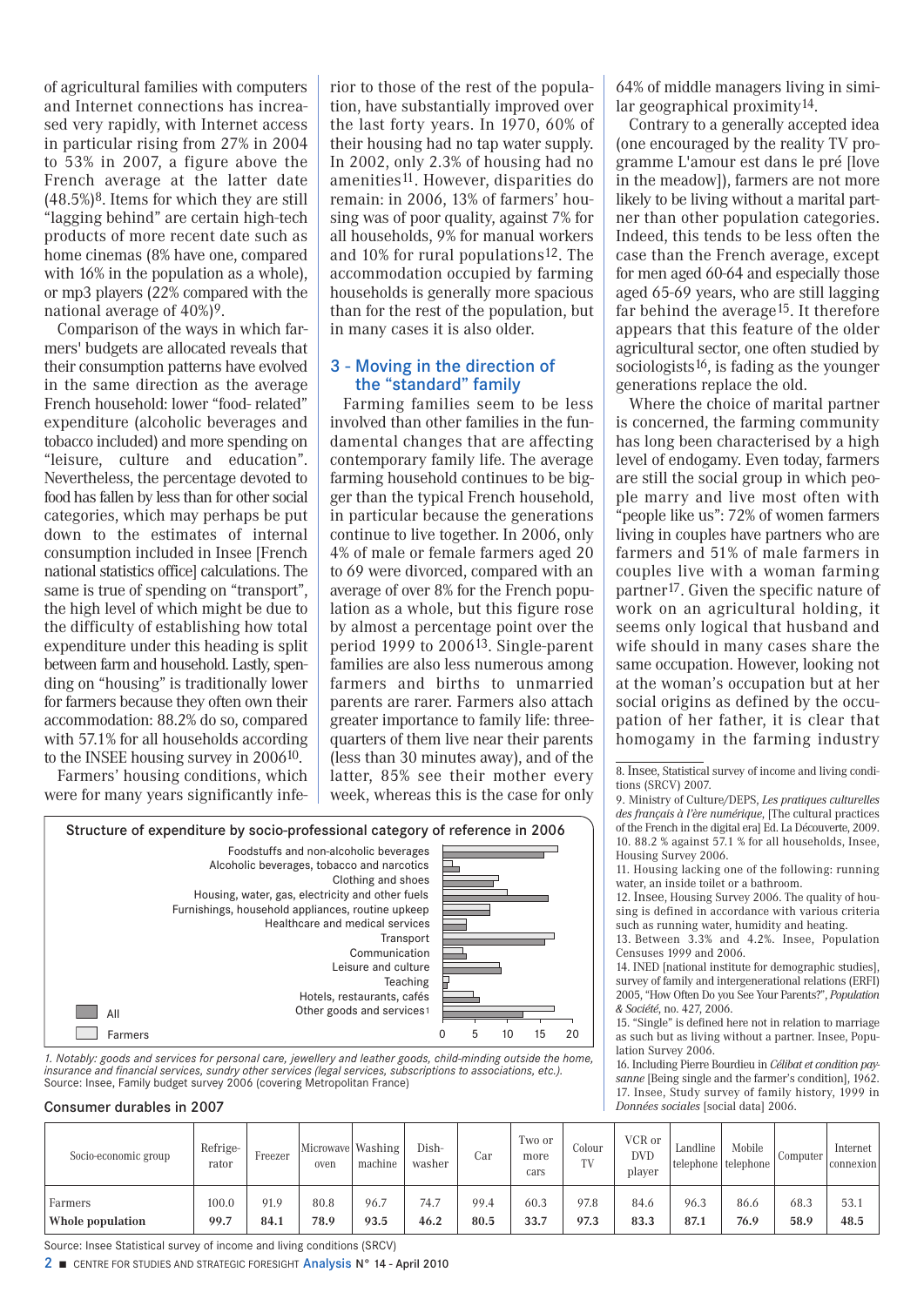of agricultural families with computers and Internet connections has increased very rapidly, with Internet access in particular rising from 27% in 2004 to 53% in 2007, a figure above the French average at the latter date (48.5%)[8]. Items for which they are still "lagging behind" are certain high-tech products of more recent date such as home cinemas (8% have one, compared with 16% in the population as a whole), or mp3 players (22% compared with the national average of 40%)[9].

Comparison of the ways in which farmers' budgets are allocated reveals that their consumption patterns have evolved in the same direction as the average French household: lower "food- related" expenditure (alcoholic beverages and tobacco included) and more spending on "leisure, culture and education". Nevertheless, the percentage devoted to food has fallen by less than for other social categories, which may perhaps be put down to the estimates of internal consumption included in Insee [French national statistics office] calculations. The same is true of spending on "transport", the high level of which might be due to the difficulty of establishing how total expenditure under this heading is split between farm and household. Lastly, spending on "housing" is traditionally lower for farmers because they often own their accommodation: 88.2% do so, compared with 57.1% for all households according to the INSEE housing survey in 2006[10].

Farmers' housing conditions, which were for many years significantly inferior to those of the rest of the population, have substantially improved over the last forty years. In 1970, 60% of their housing had no tap water supply. In 2002, only 2.3% of housing had no amenities[11]. However, disparities do remain: in 2006, 13% of farmers' housing was of poor quality, against 7% for all households, 9% for manual workers and 10% for rural populations[12]. The accommodation occupied by farming households is generally more spacious than for the rest of the population, but in many cases it is also older.

## 3 - Moving in the direction of the "standard" family

Farming families seem to be less involved than other families in the fundamental changes that are affecting contemporary family life. The average farming household continues to be bigger than the typical French household, in particular because the generations continue to live together. In 2006, only 4% of male or female farmers aged 20 to 69 were divorced, compared with an average of over 8% for the French population as a whole, but this figure rose by almost a percentage point over the period 1999 to 2006[13]. Single-parent families are also less numerous among farmers and births to unmarried parents are rarer. Farmers also attach greater importance to family life: three-quarters of them live near their parents (less than 30 minutes away), and of the latter, 85% see their mother every week, whereas this is the case for only 64% of middle managers living in similar geographical proximity[14].

Contrary to a generally accepted idea (one encouraged by the reality TV programme L'amour est dans le pré [love in the meadow]), farmers are not more likely to be living without a marital partner than other population categories. Indeed, this tends to be less often the case than the French average, except for men aged 60-64 and especially those aged 65-69 years, who are still lagging far behind the average[15]. It therefore appears that this feature of the older agricultural sector, one often studied by sociologists[16], is fading as the younger generations replace the old.

Where the choice of marital partner is concerned, the farming community has long been characterised by a high level of endogamy. Even today, farmers are still the social group in which people marry and live most often with "people like us": 72% of women farmers living in couples have partners who are farmers and 51% of male farmers in couples live with a woman farming partner[17]. Given the specific nature of work on an agricultural holding, it seems only logical that husband and wife should in many cases share the same occupation. However, looking not at the woman's occupation but at her social origins as defined by the occupation of her father, it is clear that homogamy in the farming industry

**Structure of expenditure by socio-professional category of reference in 2006**

| Category | All | Farmers |
|---|---|---|
| Foodstuffs and non-alcoholic beverages | | |
| Alcoholic beverages, tobacco and narcotics | | |
| Clothing and shoes | | |
| Housing, water, gas, electricity and other fuels | | |
| Furnishings, household appliances, routine upkeep | | |
| Healthcare and medical services | | |
| Transport | | |
| Communication | | |
| Leisure and culture | | |
| Teaching | | |
| Hotels, restaurants, cafés | | |
| Other goods and services[1] | | |

*1. Notably: goods and services for personal care, jewellery and leather goods, child-minding outside the home, insurance and financial services, sundry other services (legal services, subscriptions to associations, etc.).*
Source: Insee, Family budget survey 2006 (covering Metropolitan France)

**Consumer durables in 2007**

| Socio-economic group | Refrigerator | Freezer | Microwave oven | Washing machine | Dish-washer | Car | Two or more cars | Colour TV | VCR or DVD player | Landline telephone | Mobile telephone | Computer | Internet connexion |
|---|---|---|---|---|---|---|---|---|---|---|---|---|---|
| Farmers | 100.0 | 91.9 | 80.8 | 96.7 | 74.7 | 99.4 | 60.3 | 97.8 | 84.6 | 96.3 | 86.6 | 68.3 | 53.1 |
| **Whole population** | **99.7** | **84.1** | **78.9** | **93.5** | **46.2** | **80.5** | **33.7** | **97.3** | **83.3** | **87.1** | **76.9** | **58.9** | **48.5** |

Source: Insee Statistical survey of income and living conditions (SRCV)

---

8. Insee, Statistical survey of income and living conditions (SRCV) 2007.
9. Ministry of Culture/DEPS, *Les pratiques culturelles des français à l'ère numérique*, [The cultural practices of the French in the digital era] Ed. La Découverte, 2009.
10. 88.2 % against 57.1 % for all households, Insee, Housing Survey 2006.
11. Housing lacking one of the following: running water, an inside toilet or a bathroom.
12. Insee, Housing Survey 2006. The quality of housing is defined in accordance with various criteria such as running water, humidity and heating.
13. Between 3.3% and 4.2%. Insee, Population Censuses 1999 and 2006.
14. INED [national institute for demographic studies], survey of family and intergenerational relations (ERFI) 2005, "How Often Do you See Your Parents?", *Population & Société*, no. 427, 2006.
15. "Single" is defined here not in relation to marriage as such but as living without a partner. Insee, Population Survey 2006.
16. Including Pierre Bourdieu in *Célibat et condition paysanne* [Being single and the farmer's condition], 1962.
17. Insee, Study survey of family history, 1999 in *Données sociales* [social data] 2006.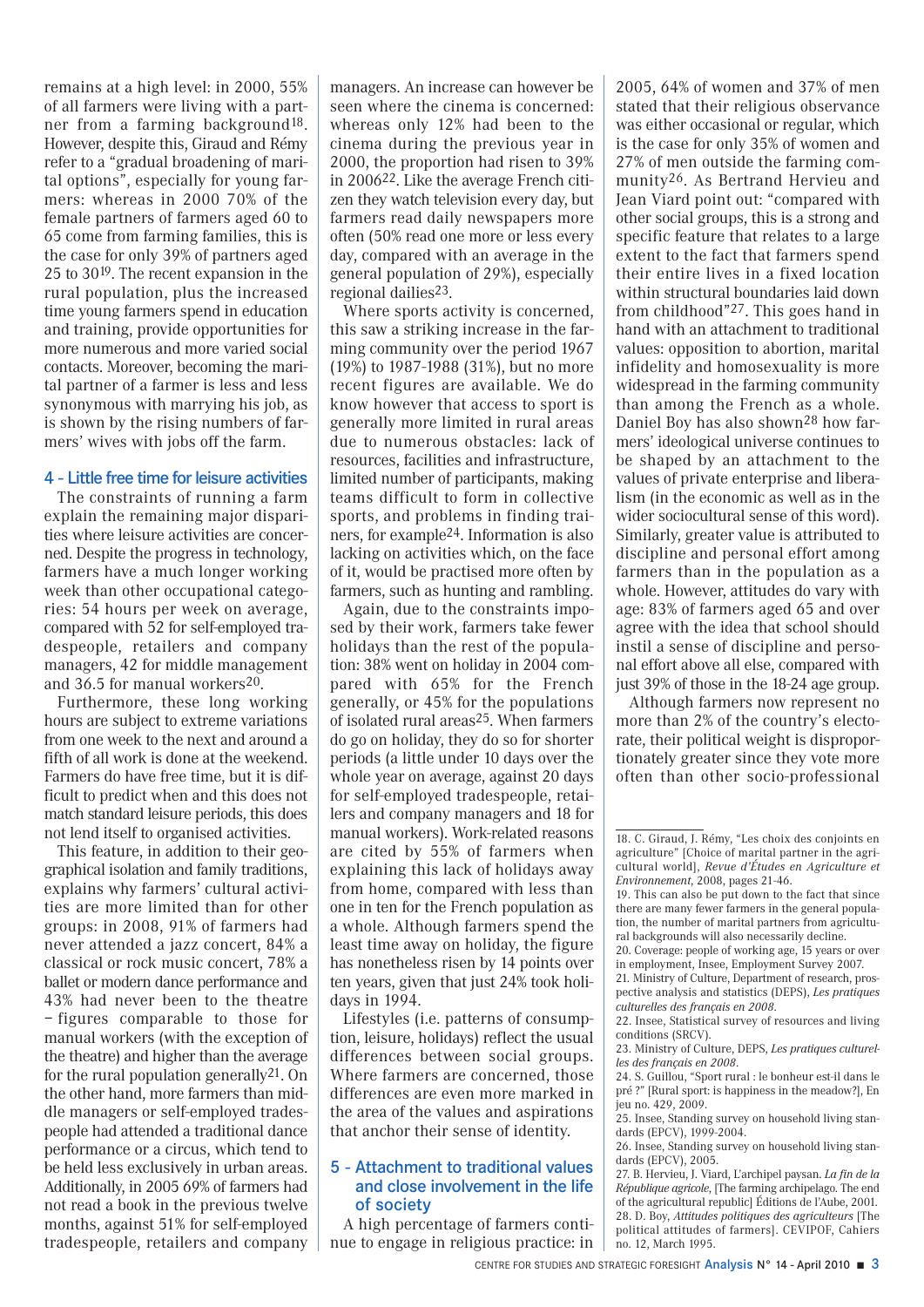remains at a high level: in 2000, 55% of all farmers were living with a partner from a farming background[18]. However, despite this, Giraud and Rémy refer to a "gradual broadening of marital options", especially for young farmers: whereas in 2000 70% of the female partners of farmers aged 60 to 65 come from farming families, this is the case for only 39% of partners aged 25 to 30[19]. The recent expansion in the rural population, plus the increased time young farmers spend in education and training, provide opportunities for more numerous and more varied social contacts. Moreover, becoming the marital partner of a farmer is less and less synonymous with marrying his job, as is shown by the rising numbers of farmers' wives with jobs off the farm.

## 4 - Little free time for leisure activities

The constraints of running a farm explain the remaining major disparities where leisure activities are concerned. Despite the progress in technology, farmers have a much longer working week than other occupational categories: 54 hours per week on average, compared with 52 for self-employed tradespeople, retailers and company managers, 42 for middle management and 36.5 for manual workers[20].

Furthermore, these long working hours are subject to extreme variations from one week to the next and around a fifth of all work is done at the weekend. Farmers do have free time, but it is difficult to predict when and this does not match standard leisure periods, this does not lend itself to organised activities.

This feature, in addition to their geographical isolation and family traditions, explains why farmers' cultural activities are more limited than for other groups: in 2008, 91% of farmers had never attended a jazz concert, 84% a classical or rock music concert, 78% a ballet or modern dance performance and 43% had never been to the theatre – figures comparable to those for manual workers (with the exception of the theatre) and higher than the average for the rural population generally[21]. On the other hand, more farmers than middle managers or self-employed tradespeople had attended a traditional dance performance or a circus, which tend to be held less exclusively in urban areas. Additionally, in 2005 69% of farmers had not read a book in the previous twelve months, against 51% for self-employed tradespeople, retailers and company managers. An increase can however be seen where the cinema is concerned: whereas only 12% had been to the cinema during the previous year in 2000, the proportion had risen to 39% in 2006[22]. Like the average French citizen they watch television every day, but farmers read daily newspapers more often (50% read one more or less every day, compared with an average in the general population of 29%), especially regional dailies[23].

Where sports activity is concerned, this saw a striking increase in the farming community over the period 1967 (19%) to 1987-1988 (31%), but no more recent figures are available. We do know however that access to sport is generally more limited in rural areas due to numerous obstacles: lack of resources, facilities and infrastructure, limited number of participants, making teams difficult to form in collective sports, and problems in finding trainers, for example[24]. Information is also lacking on activities which, on the face of it, would be practised more often by farmers, such as hunting and rambling.

Again, due to the constraints imposed by their work, farmers take fewer holidays than the rest of the population: 38% went on holiday in 2004 compared with 65% for the French generally, or 45% for the populations of isolated rural areas[25]. When farmers do go on holiday, they do so for shorter periods (a little under 10 days over the whole year on average, against 20 days for self-employed tradespeople, retailers and company managers and 18 for manual workers). Work-related reasons are cited by 55% of farmers when explaining this lack of holidays away from home, compared with less than one in ten for the French population as a whole. Although farmers spend the least time away on holiday, the figure has nonetheless risen by 14 points over ten years, given that just 24% took holidays in 1994.

Lifestyles (i.e. patterns of consumption, leisure, holidays) reflect the usual differences between social groups. Where farmers are concerned, those differences are even more marked in the area of the values and aspirations that anchor their sense of identity.

## 5 - Attachment to traditional values and close involvement in the life of society

A high percentage of farmers continue to engage in religious practice: in 2005, 64% of women and 37% of men stated that their religious observance was either occasional or regular, which is the case for only 35% of women and 27% of men outside the farming community[26]. As Bertrand Hervieu and Jean Viard point out: "compared with other social groups, this is a strong and specific feature that relates to a large extent to the fact that farmers spend their entire lives in a fixed location within structural boundaries laid down from childhood"[27]. This goes hand in hand with an attachment to traditional values: opposition to abortion, marital infidelity and homosexuality is more widespread in the farming community than among the French as a whole. Daniel Boy has also shown[28] how farmers' ideological universe continues to be shaped by an attachment to the values of private enterprise and liberalism (in the economic as well as in the wider sociocultural sense of this word). Similarly, greater value is attributed to discipline and personal effort among farmers than in the population as a whole. However, attitudes do vary with age: 83% of farmers aged 65 and over agree with the idea that school should instil a sense of discipline and personal effort above all else, compared with just 39% of those in the 18-24 age group.

Although farmers now represent no more than 2% of the country's electorate, their political weight is disproportionately greater since they vote more often than other socio-professional

---

18. C. Giraud, J. Rémy, "Les choix des conjoints en agriculture" [Choice of marital partner in the agricultural world], *Revue d'Études en Agriculture et Environnement*, 2008, pages 21-46.
19. This can also be put down to the fact that since there are many fewer farmers in the general population, the number of marital partners from agricultural backgrounds will also necessarily decline.
20. Coverage: people of working age, 15 years or over in employment, Insee, Employment Survey 2007.
21. Ministry of Culture, Department of research, prospective analysis and statistics (DEPS), *Les pratiques culturelles des français en 2008*.
22. Insee, Statistical survey of resources and living conditions (SRCV).
23. Ministry of Culture, DEPS, *Les pratiques culturelles des français en 2008*.
24. S. Guillou, "Sport rural : le bonheur est-il dans le pré ?" [Rural sport: is happiness in the meadow?], En jeu no. 429, 2009.
25. Insee, Standing survey on household living standards (EPCV), 1999-2004.
26. Insee, Standing survey on household living standards (EPCV), 2005.
27. B. Hervieu, J. Viard, L'archipel paysan. *La fin de la République agricole*, [The farming archipelago. The end of the agricultural republic] Éditions de l'Aube, 2001.
28. D. Boy, *Attitudes politiques des agriculteurs* [The political attitudes of farmers]. CEVIPOF, Cahiers no. 12, March 1995.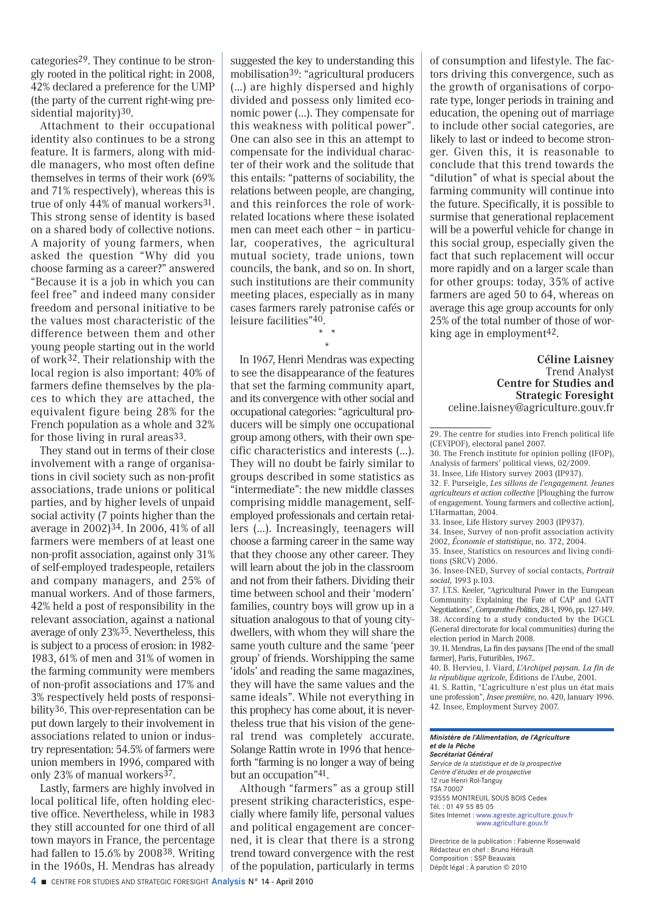categories[29]. They continue to be strongly rooted in the political right: in 2008, 42% declared a preference for the UMP (the party of the current right-wing presidential majority)[30].

Attachment to their occupational identity also continues to be a strong feature. It is farmers, along with middle managers, who most often define themselves in terms of their work (69% and 71% respectively), whereas this is true of only 44% of manual workers[31]. This strong sense of identity is based on a shared body of collective notions. A majority of young farmers, when asked the question "Why did you choose farming as a career?" answered "Because it is a job in which you can feel free" and indeed many consider freedom and personal initiative to be the values most characteristic of the difference between them and other young people starting out in the world of work[32]. Their relationship with the local region is also important: 40% of farmers define themselves by the places to which they are attached, the equivalent figure being 28% for the French population as a whole and 32% for those living in rural areas[33].

They stand out in terms of their close involvement with a range of organisations in civil society such as non-profit associations, trade unions or political parties, and by higher levels of unpaid social activity (7 points higher than the average in 2002)[34]. In 2006, 41% of all farmers were members of at least one non-profit association, against only 31% of self-employed tradespeople, retailers and company managers, and 25% of manual workers. And of those farmers, 42% held a post of responsibility in the relevant association, against a national average of only 23%[35]. Nevertheless, this is subject to a process of erosion: in 1982-1983, 61% of men and 31% of women in the farming community were members of non-profit associations and 17% and 3% respectively held posts of responsibility[36]. This over-representation can be put down largely to their involvement in associations related to union or industry representation: 54.5% of farmers were union members in 1996, compared with only 23% of manual workers[37].

Lastly, farmers are highly involved in local political life, often holding elective office. Nevertheless, while in 1983 they still accounted for one third of all town mayors in France, the percentage had fallen to 15.6% by 2008[38]. Writing in the 1960s, H. Mendras has already suggested the key to understanding this mobilisation[39]: "agricultural producers (...) are highly dispersed and highly divided and possess only limited economic power (...). They compensate for this weakness with political power". One can also see in this an attempt to compensate for the individual character of their work and the solitude that this entails: "patterns of sociability, the relations between people, are changing, and this reinforces the role of work-related locations where these isolated men can meet each other – in particular, cooperatives, the agricultural mutual society, trade unions, town councils, the bank, and so on. In short, such institutions are their community meeting places, especially as in many cases farmers rarely patronise cafés or leisure facilities"[40].

\* \*
\*

In 1967, Henri Mendras was expecting to see the disappearance of the features that set the farming community apart, and its convergence with other social and occupational categories: "agricultural producers will be simply one occupational group among others, with their own specific characteristics and interests (...). They will no doubt be fairly similar to groups described in some statistics as "intermediate": the new middle classes comprising middle management, self-employed professionals and certain retailers (...). Increasingly, teenagers will choose a farming career in the same way that they choose any other career. They will learn about the job in the classroom and not from their fathers. Dividing their time between school and their 'modern' families, country boys will grow up in a situation analogous to that of young city-dwellers, with whom they will share the same youth culture and the same 'peer group' of friends. Worshipping the same 'idols' and reading the same magazines, they will have the same values and the same ideals". While not everything in this prophecy has come about, it is nevertheless true that his vision of the general trend was completely accurate. Solange Rattin wrote in 1996 that henceforth "farming is no longer a way of being but an occupation"[41].

Although "farmers" as a group still present striking characteristics, especially where family life, personal values and political engagement are concerned, it is clear that there is a strong trend toward convergence with the rest of the population, particularly in terms of consumption and lifestyle. The factors driving this convergence, such as the growth of organisations of corporate type, longer periods in training and education, the opening out of marriage to include other social categories, are likely to last or indeed to become stronger. Given this, it is reasonable to conclude that this trend towards the "dilution" of what is special about the farming community will continue into the future. Specifically, it is possible to surmise that generational replacement will be a powerful vehicle for change in this social group, especially given the fact that such replacement will occur more rapidly and on a larger scale than for other groups: today, 35% of active farmers are aged 50 to 64, whereas on average this age group accounts for only 25% of the total number of those of working age in employment[42].

**Céline Laisney**
Trend Analyst
**Centre for Studies and Strategic Foresight**
celine.laisney@agriculture.gouv.fr

---

29. The centre for studies into French political life (CEVIPOF), electoral panel 2007.
30. The French institute for opinion polling (IFOP), Analysis of farmers' political views, 02/2009.
31. Insee, Life History survey 2003 (IP937).
32. F. Purseigle, *Les sillons de l'engagement. Jeunes agriculteurs et action collective* [Ploughing the furrow of engagement. Young farmers and collective action], L'Harmattan, 2004.
33. Insee, Life History survey 2003 (IP937).
34. Insee, Survey of non-profit association activity 2002, *Économie et statistique*, no. 372, 2004.
35. Insee, Statistics on resources and living conditions (SRCV) 2006.
36. Insee-INED, Survey of social contacts, *Portrait social*, 1993 p.103.
37. J.T.S. Keeler, "Agricultural Power in the European Community: Explaining the Fate of CAP and GATT Negotiations", *Comparative Politics*, 28-1, 1996, pp. 127-149.
38. According to a study conducted by the DGCL (General directorate for local communities) during the election period in March 2008.
39. H. Mendras, La fin des paysans [The end of the small farmer], Paris, Futuribles, 1967..
40. B. Hervieu, J. Viard, *L'Archipel paysan. La fin de la république agricole*, Éditions de l'Aube, 2001.
41. S. Rattin, "L'agriculture n'est plus un état mais une profession", *Insee première*, no. 420, January 1996.
42. Insee, Employment Survey 2007.

***Ministère de l'Alimentation, de l'Agriculture et de la Pêche***
***Secrétariat Général***
*Service de la statistique et de la prospective*
*Centre d'études et de prospective*
12 rue Henri Rol-Tanguy
TSA 70007
93555 MONTREUIL SOUS BOIS Cedex
Tél. : 01 49 55 85 05
Sites Internet : www.agreste.agriculture.gouv.fr
www.agriculture.gouv.fr

Directrice de la publication : Fabienne Rosenwald
Rédacteur en chef : Bruno Hérault
Composition : SSP Beauvais
Dépôt légal : À parution © 2010